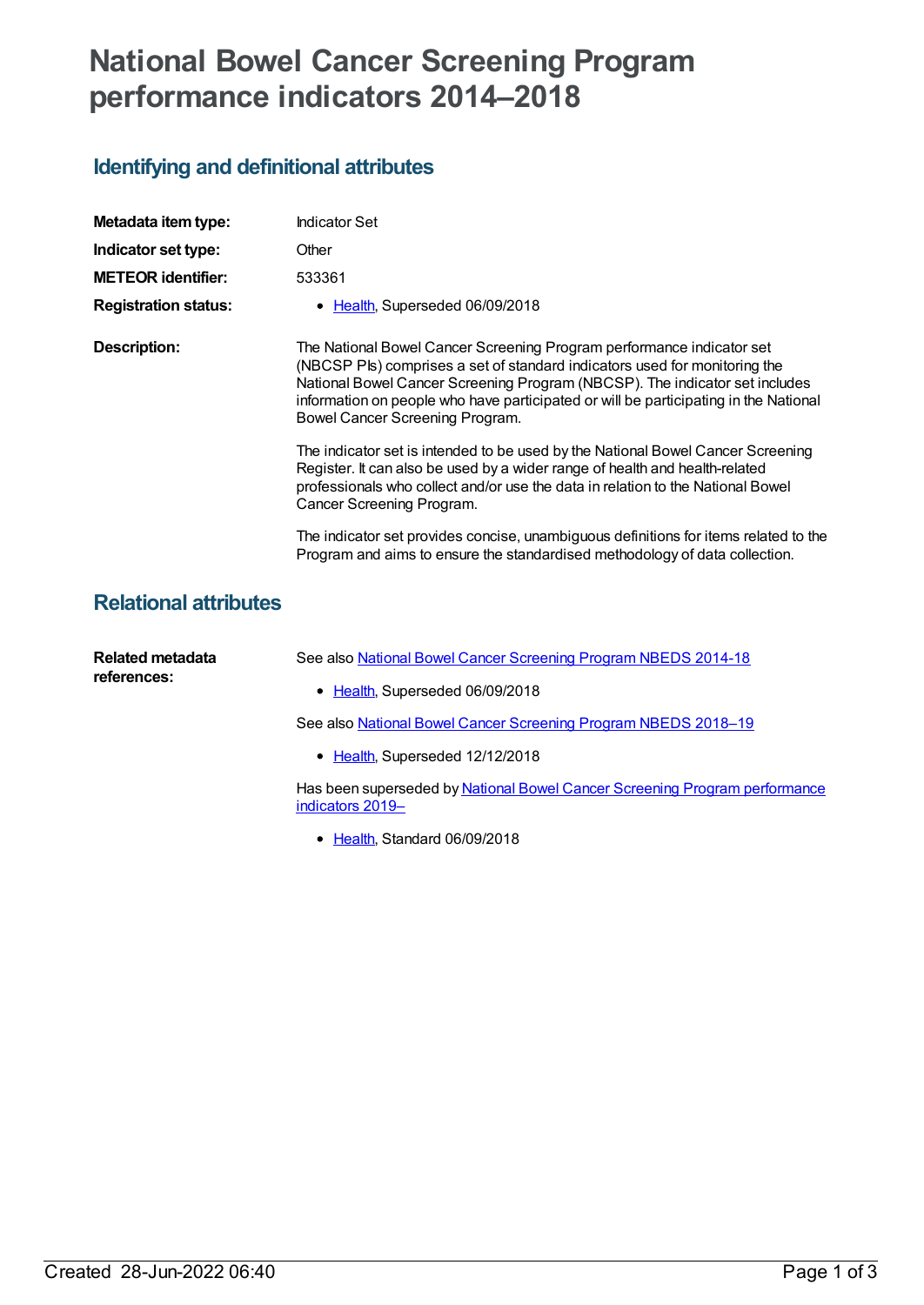# National Bowel Cancer Screening Program performance indicators 2014–2018

## Identifying and definitional attributes

| | |
|---|---|
| **Metadata item type:** | Indicator Set |
| **Indicator set type:** | Other |
| **METEOR identifier:** | 533361 |
| **Registration status:** | • Health, Superseded 06/09/2018 |

**Description:**

The National Bowel Cancer Screening Program performance indicator set (NBCSP PIs) comprises a set of standard indicators used for monitoring the National Bowel Cancer Screening Program (NBCSP). The indicator set includes information on people who have participated or will be participating in the National Bowel Cancer Screening Program.

The indicator set is intended to be used by the National Bowel Cancer Screening Register. It can also be used by a wider range of health and health-related professionals who collect and/or use the data in relation to the National Bowel Cancer Screening Program.

The indicator set provides concise, unambiguous definitions for items related to the Program and aims to ensure the standardised methodology of data collection.

## Relational attributes

**Related metadata references:**

See also National Bowel Cancer Screening Program NBEDS 2014-18

- Health, Superseded 06/09/2018

See also National Bowel Cancer Screening Program NBEDS 2018–19

- Health, Superseded 12/12/2018

Has been superseded by National Bowel Cancer Screening Program performance indicators 2019–

- Health, Standard 06/09/2018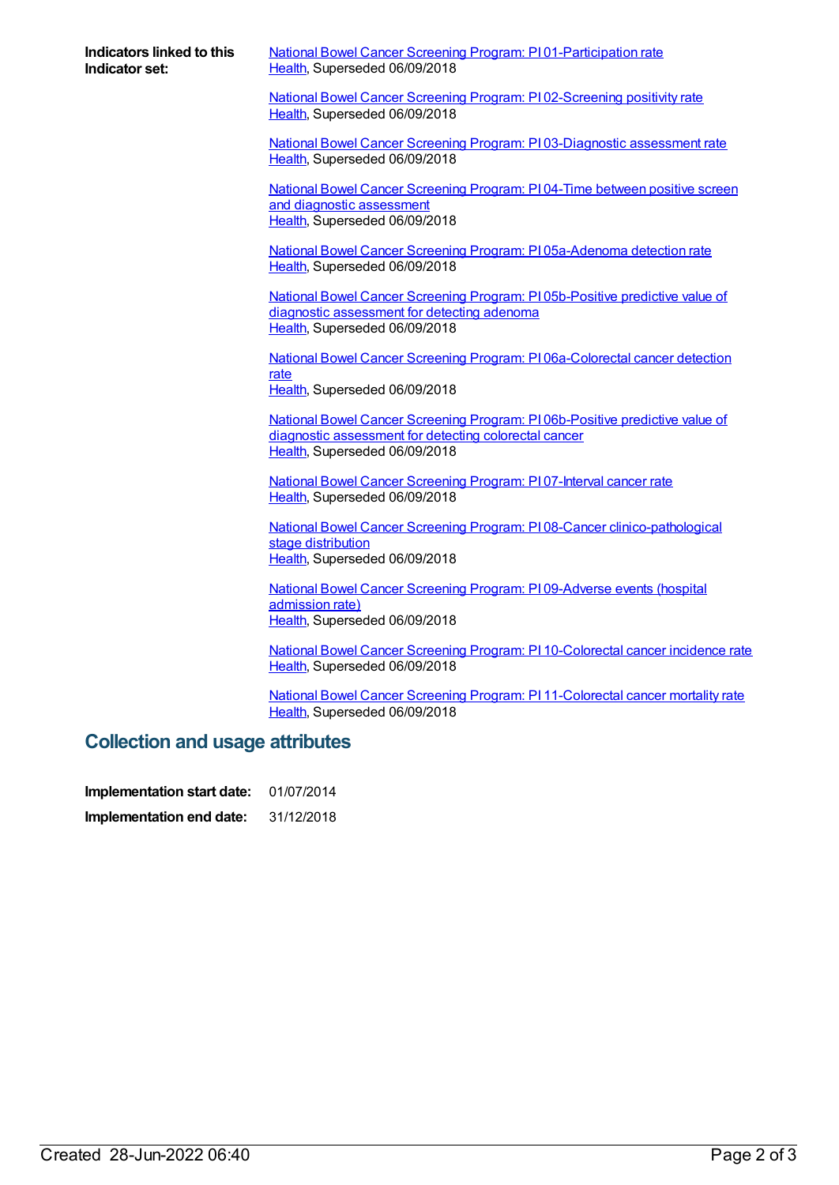**Indicators linked to this Indicator set:**

National Bowel Cancer Screening Program: PI 01-Participation rate
Health, Superseded 06/09/2018

National Bowel Cancer Screening Program: PI 02-Screening positivity rate
Health, Superseded 06/09/2018

National Bowel Cancer Screening Program: PI 03-Diagnostic assessment rate
Health, Superseded 06/09/2018

National Bowel Cancer Screening Program: PI 04-Time between positive screen and diagnostic assessment
Health, Superseded 06/09/2018

National Bowel Cancer Screening Program: PI 05a-Adenoma detection rate
Health, Superseded 06/09/2018

National Bowel Cancer Screening Program: PI 05b-Positive predictive value of diagnostic assessment for detecting adenoma
Health, Superseded 06/09/2018

National Bowel Cancer Screening Program: PI 06a-Colorectal cancer detection rate
Health, Superseded 06/09/2018

National Bowel Cancer Screening Program: PI 06b-Positive predictive value of diagnostic assessment for detecting colorectal cancer
Health, Superseded 06/09/2018

National Bowel Cancer Screening Program: PI 07-Interval cancer rate
Health, Superseded 06/09/2018

National Bowel Cancer Screening Program: PI 08-Cancer clinico-pathological stage distribution
Health, Superseded 06/09/2018

National Bowel Cancer Screening Program: PI 09-Adverse events (hospital admission rate)
Health, Superseded 06/09/2018

National Bowel Cancer Screening Program: PI 10-Colorectal cancer incidence rate
Health, Superseded 06/09/2018

National Bowel Cancer Screening Program: PI 11-Colorectal cancer mortality rate
Health, Superseded 06/09/2018

## Collection and usage attributes

**Implementation start date:** 01/07/2014

**Implementation end date:** 31/12/2018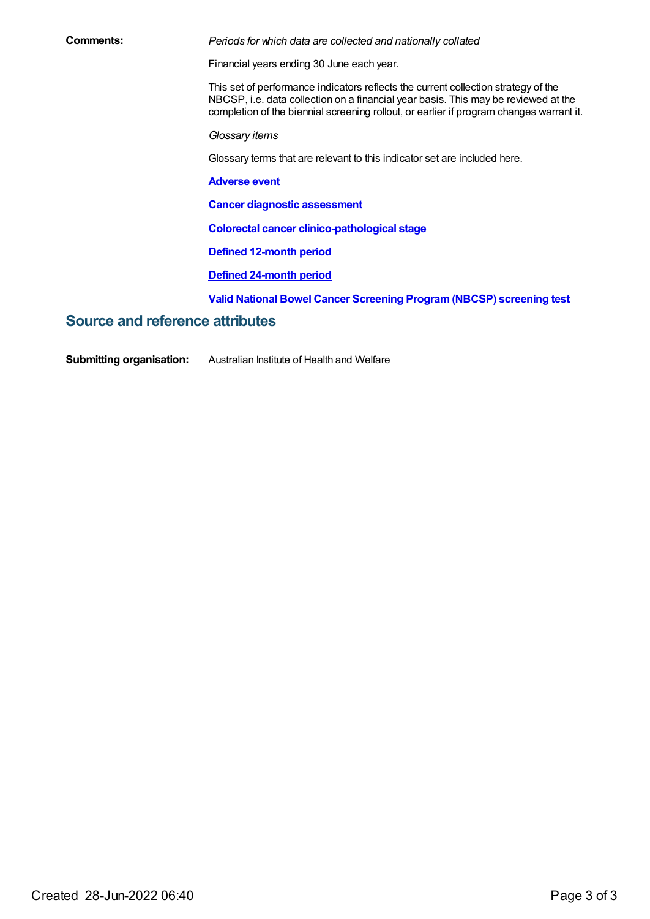**Comments:** *Periods for which data are collected and nationally collated*

Financial years ending 30 June each year.

This set of performance indicators reflects the current collection strategy of the NBCSP, i.e. data collection on a financial year basis. This may be reviewed at the completion of the biennial screening rollout, or earlier if program changes warrant it.

*Glossary items*

Glossary terms that are relevant to this indicator set are included here.

**Adverse event**

**Cancer diagnostic assessment**

**Colorectal cancer clinico-pathological stage**

**Defined 12-month period**

**Defined 24-month period**

**Valid National Bowel Cancer Screening Program (NBCSP) screening test**

## Source and reference attributes

**Submitting organisation:** Australian Institute of Health and Welfare